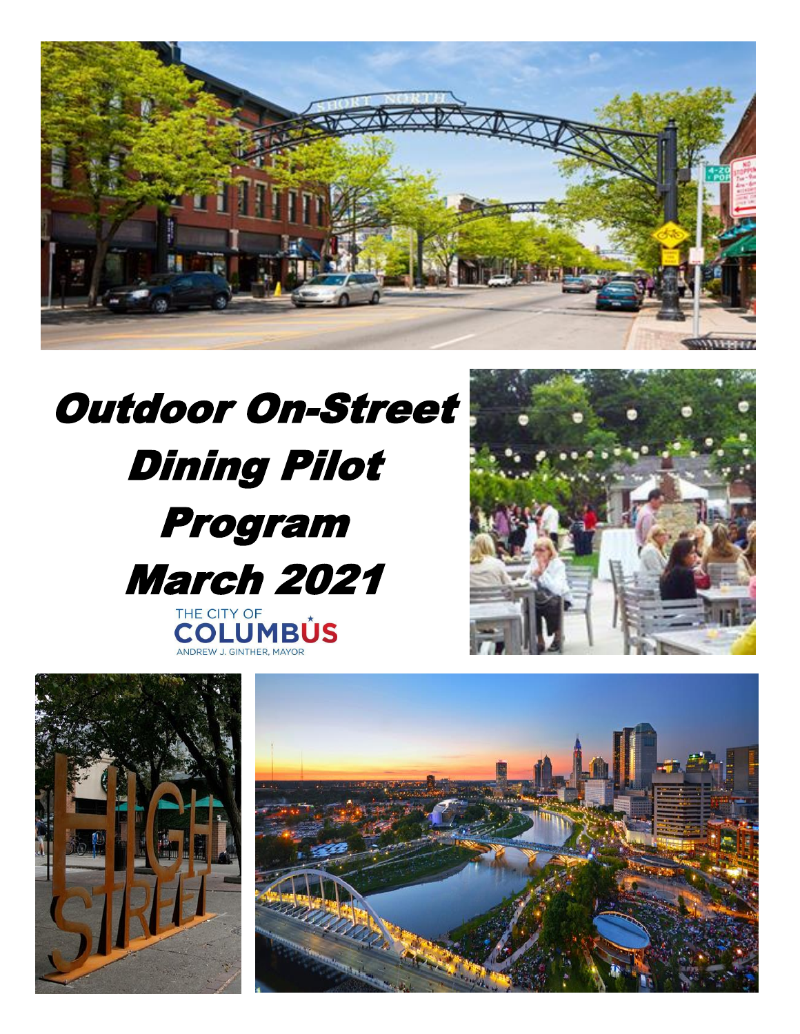# Outdoor On-Street Dining Pilot Program March 2021

THE CITY OF COLUMBUS

ANDREW J. GINTHER, MAYOR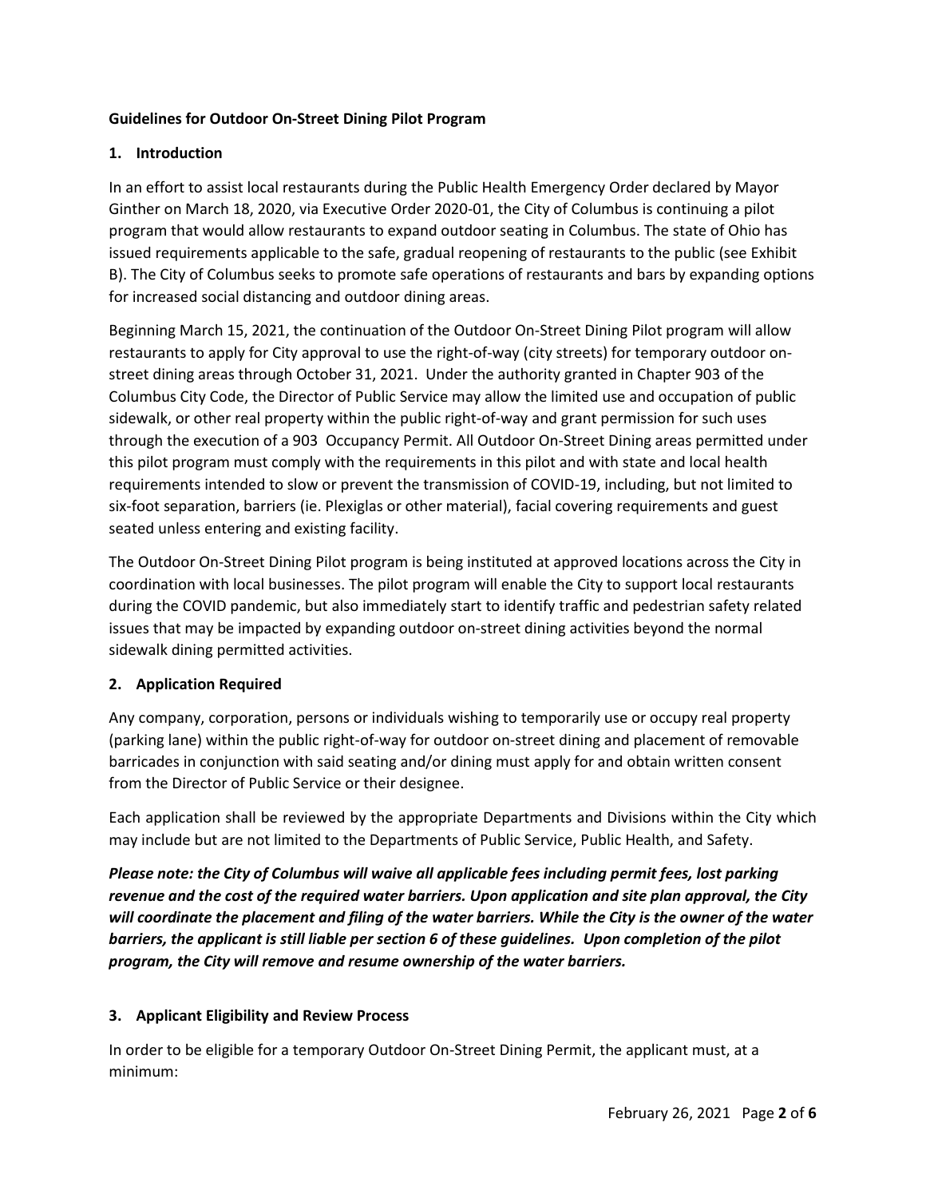**Guidelines for Outdoor On-Street Dining Pilot Program**

**1. Introduction**

In an effort to assist local restaurants during the Public Health Emergency Order declared by Mayor Ginther on March 18, 2020, via Executive Order 2020-01, the City of Columbus is continuing a pilot program that would allow restaurants to expand outdoor seating in Columbus. The state of Ohio has issued requirements applicable to the safe, gradual reopening of restaurants to the public (see Exhibit B). The City of Columbus seeks to promote safe operations of restaurants and bars by expanding options for increased social distancing and outdoor dining areas.

Beginning March 15, 2021, the continuation of the Outdoor On-Street Dining Pilot program will allow restaurants to apply for City approval to use the right-of-way (city streets) for temporary outdoor on-street dining areas through October 31, 2021. Under the authority granted in Chapter 903 of the Columbus City Code, the Director of Public Service may allow the limited use and occupation of public sidewalk, or other real property within the public right-of-way and grant permission for such uses through the execution of a 903 Occupancy Permit. All Outdoor On-Street Dining areas permitted under this pilot program must comply with the requirements in this pilot and with state and local health requirements intended to slow or prevent the transmission of COVID-19, including, but not limited to six-foot separation, barriers (ie. Plexiglas or other material), facial covering requirements and guest seated unless entering and existing facility.

The Outdoor On-Street Dining Pilot program is being instituted at approved locations across the City in coordination with local businesses. The pilot program will enable the City to support local restaurants during the COVID pandemic, but also immediately start to identify traffic and pedestrian safety related issues that may be impacted by expanding outdoor on-street dining activities beyond the normal sidewalk dining permitted activities.

**2. Application Required**

Any company, corporation, persons or individuals wishing to temporarily use or occupy real property (parking lane) within the public right-of-way for outdoor on-street dining and placement of removable barricades in conjunction with said seating and/or dining must apply for and obtain written consent from the Director of Public Service or their designee.

Each application shall be reviewed by the appropriate Departments and Divisions within the City which may include but are not limited to the Departments of Public Service, Public Health, and Safety.

***Please note: the City of Columbus will waive all applicable fees including permit fees, lost parking revenue and the cost of the required water barriers. Upon application and site plan approval, the City will coordinate the placement and filing of the water barriers. While the City is the owner of the water barriers, the applicant is still liable per section 6 of these guidelines. Upon completion of the pilot program, the City will remove and resume ownership of the water barriers.***

**3. Applicant Eligibility and Review Process**

In order to be eligible for a temporary Outdoor On-Street Dining Permit, the applicant must, at a minimum: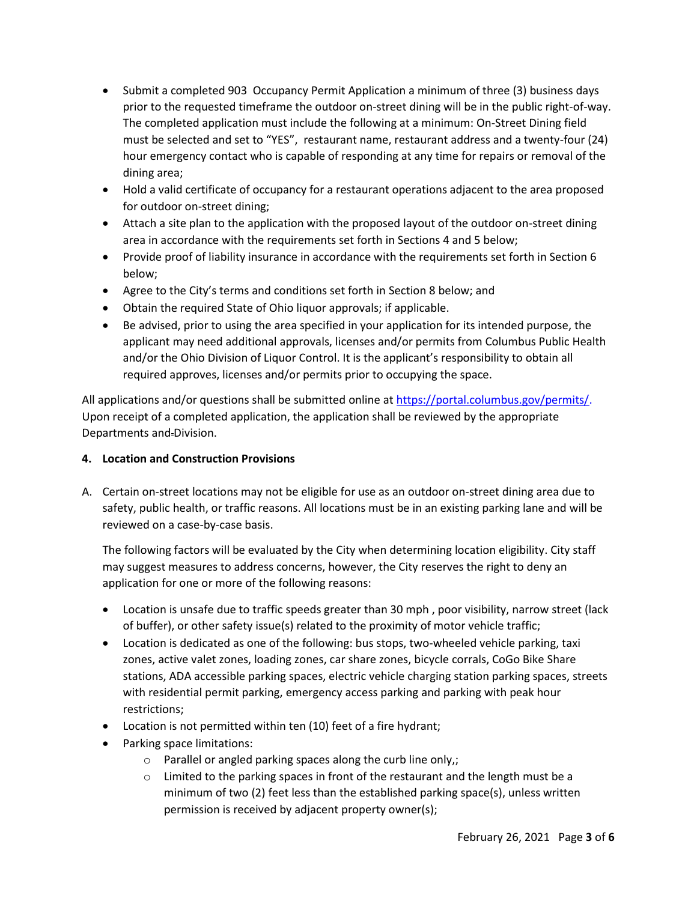- Submit a completed 903  Occupancy Permit Application a minimum of three (3) business days prior to the requested timeframe the outdoor on-street dining will be in the public right-of-way. The completed application must include the following at a minimum: On-Street Dining field must be selected and set to "YES",  restaurant name, restaurant address and a twenty-four (24) hour emergency contact who is capable of responding at any time for repairs or removal of the dining area;
- Hold a valid certificate of occupancy for a restaurant operations adjacent to the area proposed for outdoor on-street dining;
- Attach a site plan to the application with the proposed layout of the outdoor on-street dining area in accordance with the requirements set forth in Sections 4 and 5 below;
- Provide proof of liability insurance in accordance with the requirements set forth in Section 6 below;
- Agree to the City's terms and conditions set forth in Section 8 below; and
- Obtain the required State of Ohio liquor approvals; if applicable.
- Be advised, prior to using the area specified in your application for its intended purpose, the applicant may need additional approvals, licenses and/or permits from Columbus Public Health and/or the Ohio Division of Liquor Control. It is the applicant's responsibility to obtain all required approves, licenses and/or permits prior to occupying the space.

All applications and/or questions shall be submitted online at [https://portal.columbus.gov/permits/](https://portal.columbus.gov/permits/). Upon receipt of a completed application, the application shall be reviewed by the appropriate Departments and Division.

**4. Location and Construction Provisions**

A. Certain on-street locations may not be eligible for use as an outdoor on-street dining area due to safety, public health, or traffic reasons. All locations must be in an existing parking lane and will be reviewed on a case-by-case basis.

The following factors will be evaluated by the City when determining location eligibility. City staff may suggest measures to address concerns, however, the City reserves the right to deny an application for one or more of the following reasons:

- Location is unsafe due to traffic speeds greater than 30 mph , poor visibility, narrow street (lack of buffer), or other safety issue(s) related to the proximity of motor vehicle traffic;
- Location is dedicated as one of the following: bus stops, two-wheeled vehicle parking, taxi zones, active valet zones, loading zones, car share zones, bicycle corrals, CoGo Bike Share stations, ADA accessible parking spaces, electric vehicle charging station parking spaces, streets with residential permit parking, emergency access parking and parking with peak hour restrictions;
- Location is not permitted within ten (10) feet of a fire hydrant;
- Parking space limitations:
  - Parallel or angled parking spaces along the curb line only,;
  - Limited to the parking spaces in front of the restaurant and the length must be a minimum of two (2) feet less than the established parking space(s), unless written permission is received by adjacent property owner(s);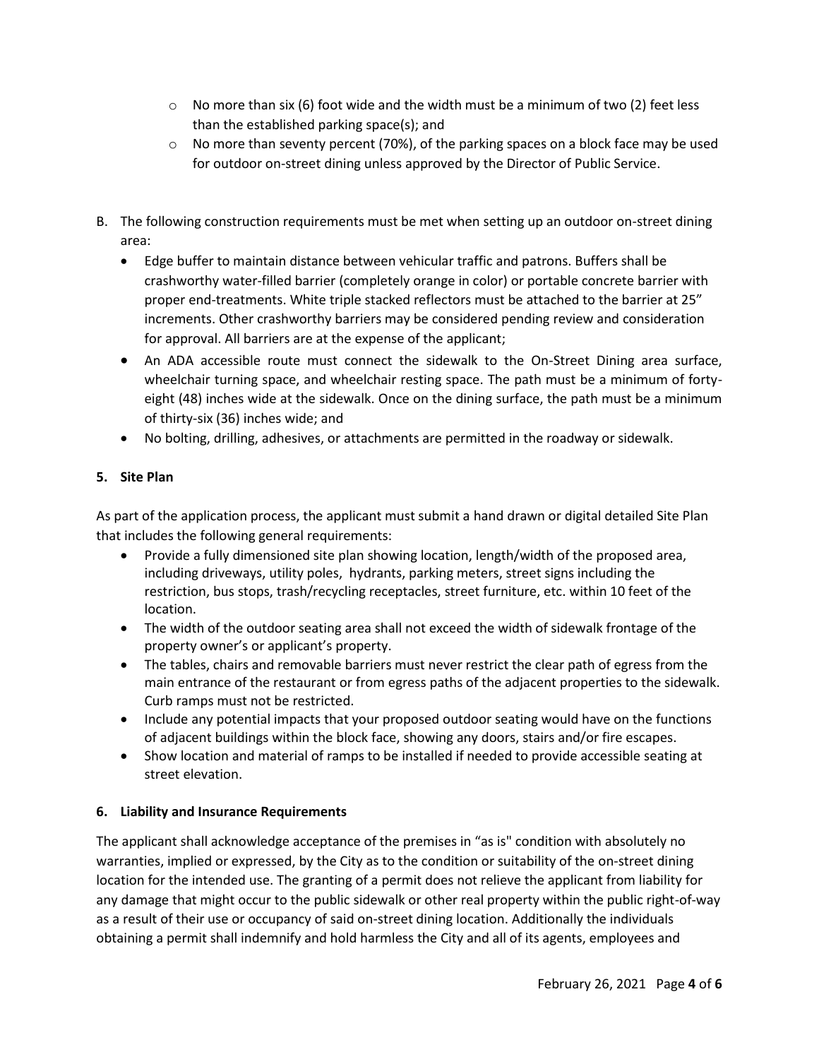- No more than six (6) foot wide and the width must be a minimum of two (2) feet less than the established parking space(s); and
   - No more than seventy percent (70%), of the parking spaces on a block face may be used for outdoor on-street dining unless approved by the Director of Public Service.

B. The following construction requirements must be met when setting up an outdoor on-street dining area:
   - Edge buffer to maintain distance between vehicular traffic and patrons. Buffers shall be crashworthy water-filled barrier (completely orange in color) or portable concrete barrier with proper end-treatments. White triple stacked reflectors must be attached to the barrier at 25" increments. Other crashworthy barriers may be considered pending review and consideration for approval. All barriers are at the expense of the applicant;
   - An ADA accessible route must connect the sidewalk to the On-Street Dining area surface, wheelchair turning space, and wheelchair resting space. The path must be a minimum of forty-eight (48) inches wide at the sidewalk. Once on the dining surface, the path must be a minimum of thirty-six (36) inches wide; and
   - No bolting, drilling, adhesives, or attachments are permitted in the roadway or sidewalk.

**5. Site Plan**

As part of the application process, the applicant must submit a hand drawn or digital detailed Site Plan that includes the following general requirements:

- Provide a fully dimensioned site plan showing location, length/width of the proposed area, including driveways, utility poles, hydrants, parking meters, street signs including the restriction, bus stops, trash/recycling receptacles, street furniture, etc. within 10 feet of the location.
- The width of the outdoor seating area shall not exceed the width of sidewalk frontage of the property owner's or applicant's property.
- The tables, chairs and removable barriers must never restrict the clear path of egress from the main entrance of the restaurant or from egress paths of the adjacent properties to the sidewalk. Curb ramps must not be restricted.
- Include any potential impacts that your proposed outdoor seating would have on the functions of adjacent buildings within the block face, showing any doors, stairs and/or fire escapes.
- Show location and material of ramps to be installed if needed to provide accessible seating at street elevation.

**6. Liability and Insurance Requirements**

The applicant shall acknowledge acceptance of the premises in "as is" condition with absolutely no warranties, implied or expressed, by the City as to the condition or suitability of the on-street dining location for the intended use. The granting of a permit does not relieve the applicant from liability for any damage that might occur to the public sidewalk or other real property within the public right-of-way as a result of their use or occupancy of said on-street dining location. Additionally the individuals obtaining a permit shall indemnify and hold harmless the City and all of its agents, employees and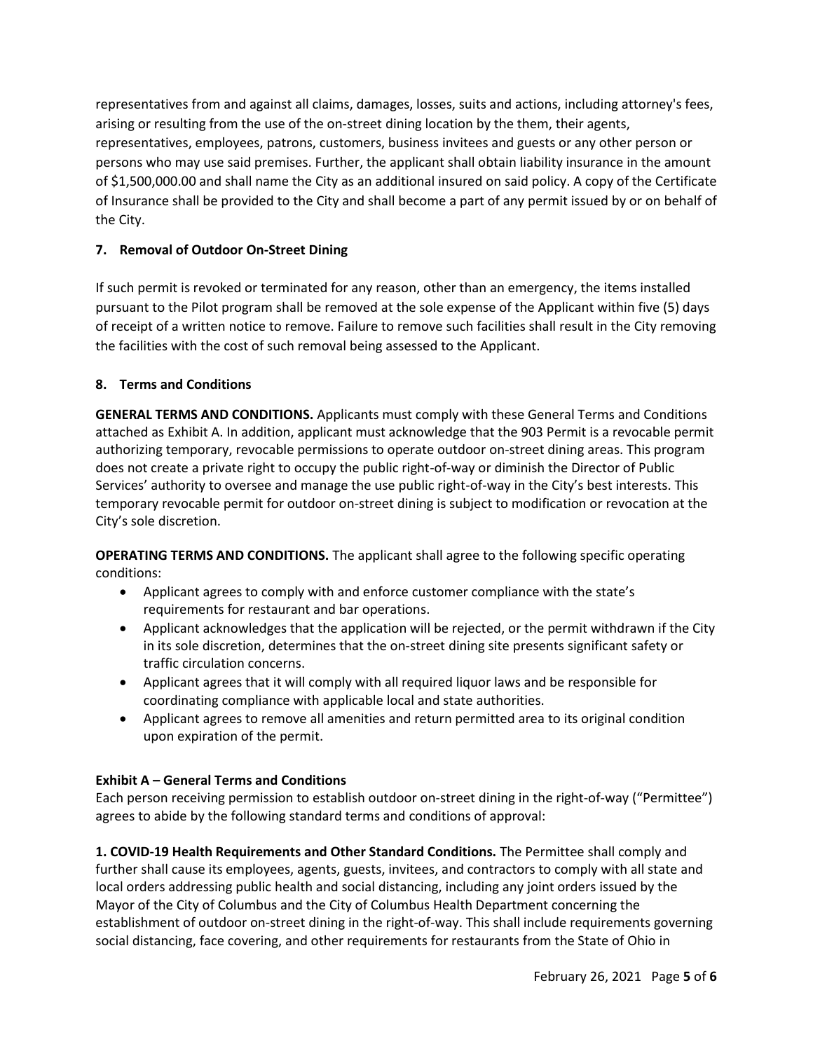representatives from and against all claims, damages, losses, suits and actions, including attorney's fees, arising or resulting from the use of the on-street dining location by the them, their agents, representatives, employees, patrons, customers, business invitees and guests or any other person or persons who may use said premises. Further, the applicant shall obtain liability insurance in the amount of $1,500,000.00 and shall name the City as an additional insured on said policy. A copy of the Certificate of Insurance shall be provided to the City and shall become a part of any permit issued by or on behalf of the City.

### 7. Removal of Outdoor On-Street Dining

If such permit is revoked or terminated for any reason, other than an emergency, the items installed pursuant to the Pilot program shall be removed at the sole expense of the Applicant within five (5) days of receipt of a written notice to remove. Failure to remove such facilities shall result in the City removing the facilities with the cost of such removal being assessed to the Applicant.

### 8. Terms and Conditions

**GENERAL TERMS AND CONDITIONS.** Applicants must comply with these General Terms and Conditions attached as Exhibit A. In addition, applicant must acknowledge that the 903 Permit is a revocable permit authorizing temporary, revocable permissions to operate outdoor on-street dining areas. This program does not create a private right to occupy the public right-of-way or diminish the Director of Public Services' authority to oversee and manage the use public right-of-way in the City's best interests. This temporary revocable permit for outdoor on-street dining is subject to modification or revocation at the City's sole discretion.

**OPERATING TERMS AND CONDITIONS.** The applicant shall agree to the following specific operating conditions:

- Applicant agrees to comply with and enforce customer compliance with the state's requirements for restaurant and bar operations.
- Applicant acknowledges that the application will be rejected, or the permit withdrawn if the City in its sole discretion, determines that the on-street dining site presents significant safety or traffic circulation concerns.
- Applicant agrees that it will comply with all required liquor laws and be responsible for coordinating compliance with applicable local and state authorities.
- Applicant agrees to remove all amenities and return permitted area to its original condition upon expiration of the permit.

### Exhibit A – General Terms and Conditions

Each person receiving permission to establish outdoor on-street dining in the right-of-way ("Permittee") agrees to abide by the following standard terms and conditions of approval:

**1. COVID-19 Health Requirements and Other Standard Conditions.** The Permittee shall comply and further shall cause its employees, agents, guests, invitees, and contractors to comply with all state and local orders addressing public health and social distancing, including any joint orders issued by the Mayor of the City of Columbus and the City of Columbus Health Department concerning the establishment of outdoor on-street dining in the right-of-way. This shall include requirements governing social distancing, face covering, and other requirements for restaurants from the State of Ohio in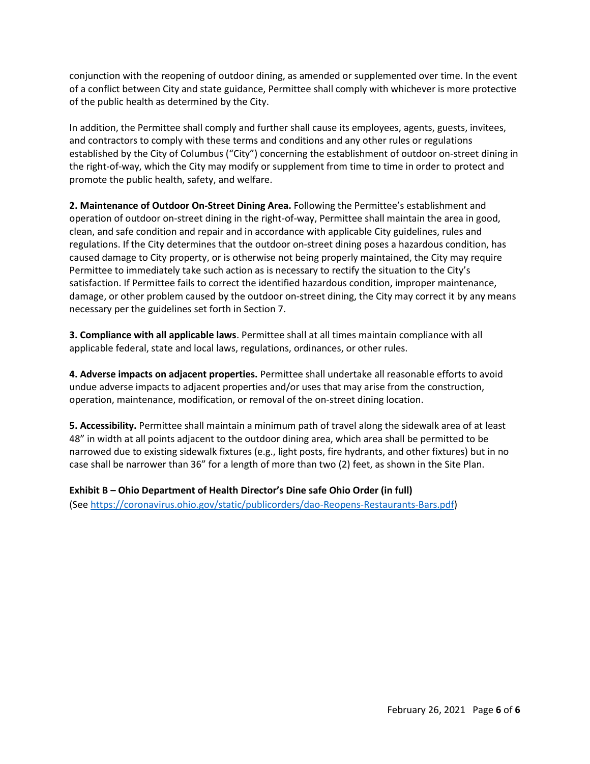conjunction with the reopening of outdoor dining, as amended or supplemented over time. In the event of a conflict between City and state guidance, Permittee shall comply with whichever is more protective of the public health as determined by the City.

In addition, the Permittee shall comply and further shall cause its employees, agents, guests, invitees, and contractors to comply with these terms and conditions and any other rules or regulations established by the City of Columbus ("City") concerning the establishment of outdoor on-street dining in the right-of-way, which the City may modify or supplement from time to time in order to protect and promote the public health, safety, and welfare.

**2. Maintenance of Outdoor On-Street Dining Area.** Following the Permittee's establishment and operation of outdoor on-street dining in the right-of-way, Permittee shall maintain the area in good, clean, and safe condition and repair and in accordance with applicable City guidelines, rules and regulations. If the City determines that the outdoor on-street dining poses a hazardous condition, has caused damage to City property, or is otherwise not being properly maintained, the City may require Permittee to immediately take such action as is necessary to rectify the situation to the City's satisfaction. If Permittee fails to correct the identified hazardous condition, improper maintenance, damage, or other problem caused by the outdoor on-street dining, the City may correct it by any means necessary per the guidelines set forth in Section 7.

**3. Compliance with all applicable laws**. Permittee shall at all times maintain compliance with all applicable federal, state and local laws, regulations, ordinances, or other rules.

**4. Adverse impacts on adjacent properties.** Permittee shall undertake all reasonable efforts to avoid undue adverse impacts to adjacent properties and/or uses that may arise from the construction, operation, maintenance, modification, or removal of the on-street dining location.

**5. Accessibility.** Permittee shall maintain a minimum path of travel along the sidewalk area of at least 48" in width at all points adjacent to the outdoor dining area, which area shall be permitted to be narrowed due to existing sidewalk fixtures (e.g., light posts, fire hydrants, and other fixtures) but in no case shall be narrower than 36" for a length of more than two (2) feet, as shown in the Site Plan.

**Exhibit B – Ohio Department of Health Director's Dine safe Ohio Order (in full)**
(See https://coronavirus.ohio.gov/static/publicorders/dao-Reopens-Restaurants-Bars.pdf)